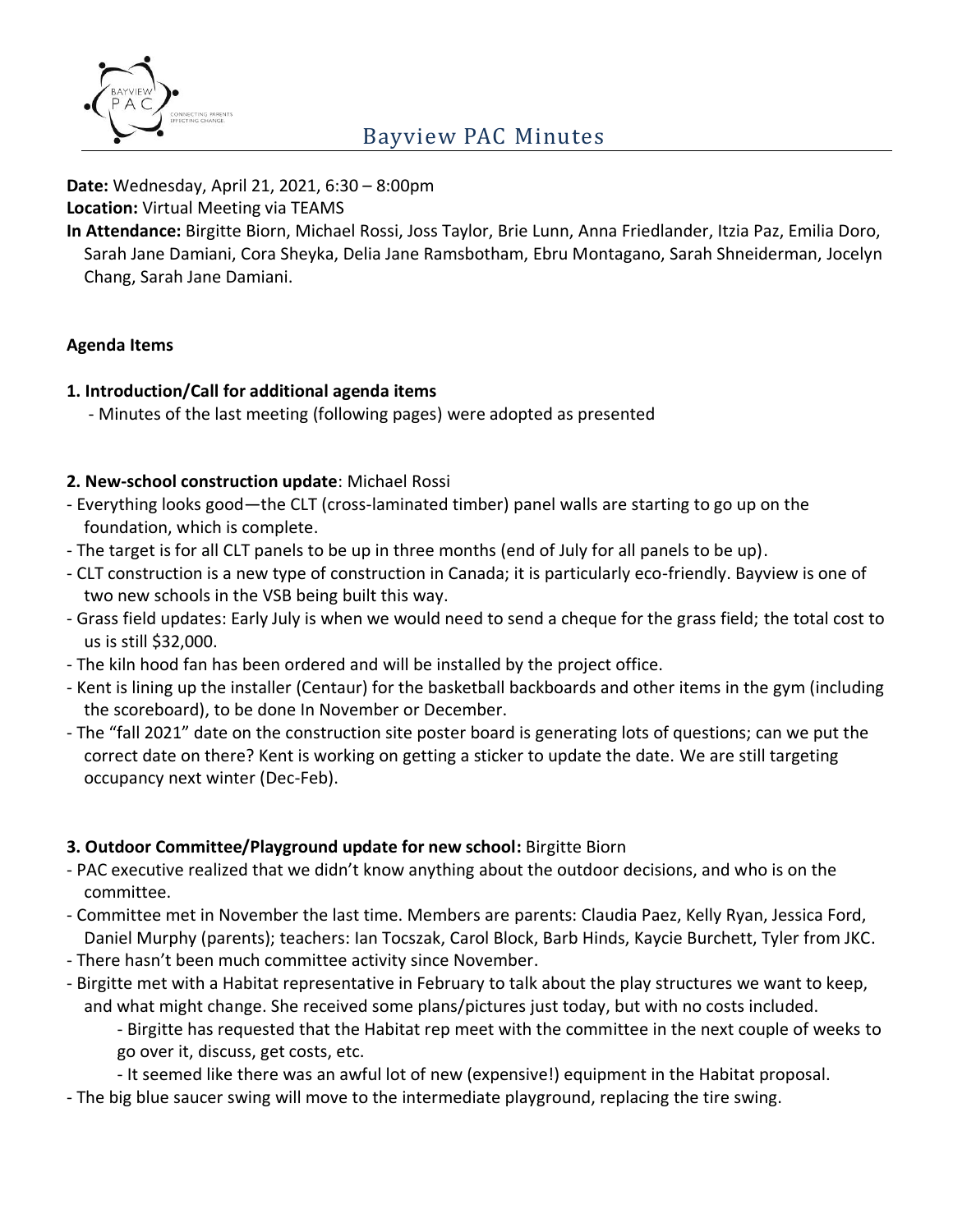# Bayview PAC Minutes

**Date:** Wednesday, April 21, 2021, 6:30 – 8:00pm
**Location:** Virtual Meeting via TEAMS
**In Attendance:** Birgitte Biorn, Michael Rossi, Joss Taylor, Brie Lunn, Anna Friedlander, Itzia Paz, Emilia Doro, Sarah Jane Damiani, Cora Sheyka, Delia Jane Ramsbotham, Ebru Montagano, Sarah Shneiderman, Jocelyn Chang, Sarah Jane Damiani.

**Agenda Items**

**1. Introduction/Call for additional agenda items**

- Minutes of the last meeting (following pages) were adopted as presented

**2. New-school construction update**: Michael Rossi

- Everything looks good—the CLT (cross-laminated timber) panel walls are starting to go up on the foundation, which is complete.
- The target is for all CLT panels to be up in three months (end of July for all panels to be up).
- CLT construction is a new type of construction in Canada; it is particularly eco-friendly. Bayview is one of two new schools in the VSB being built this way.
- Grass field updates: Early July is when we would need to send a cheque for the grass field; the total cost to us is still $32,000.
- The kiln hood fan has been ordered and will be installed by the project office.
- Kent is lining up the installer (Centaur) for the basketball backboards and other items in the gym (including the scoreboard), to be done In November or December.
- The "fall 2021" date on the construction site poster board is generating lots of questions; can we put the correct date on there? Kent is working on getting a sticker to update the date. We are still targeting occupancy next winter (Dec-Feb).

**3. Outdoor Committee/Playground update for new school:** Birgitte Biorn

- PAC executive realized that we didn't know anything about the outdoor decisions, and who is on the committee.
- Committee met in November the last time. Members are parents: Claudia Paez, Kelly Ryan, Jessica Ford, Daniel Murphy (parents); teachers: Ian Tocszak, Carol Block, Barb Hinds, Kaycie Burchett, Tyler from JKC.
- There hasn't been much committee activity since November.
- Birgitte met with a Habitat representative in February to talk about the play structures we want to keep, and what might change. She received some plans/pictures just today, but with no costs included.
    - Birgitte has requested that the Habitat rep meet with the committee in the next couple of weeks to go over it, discuss, get costs, etc.
    - It seemed like there was an awful lot of new (expensive!) equipment in the Habitat proposal.
- The big blue saucer swing will move to the intermediate playground, replacing the tire swing.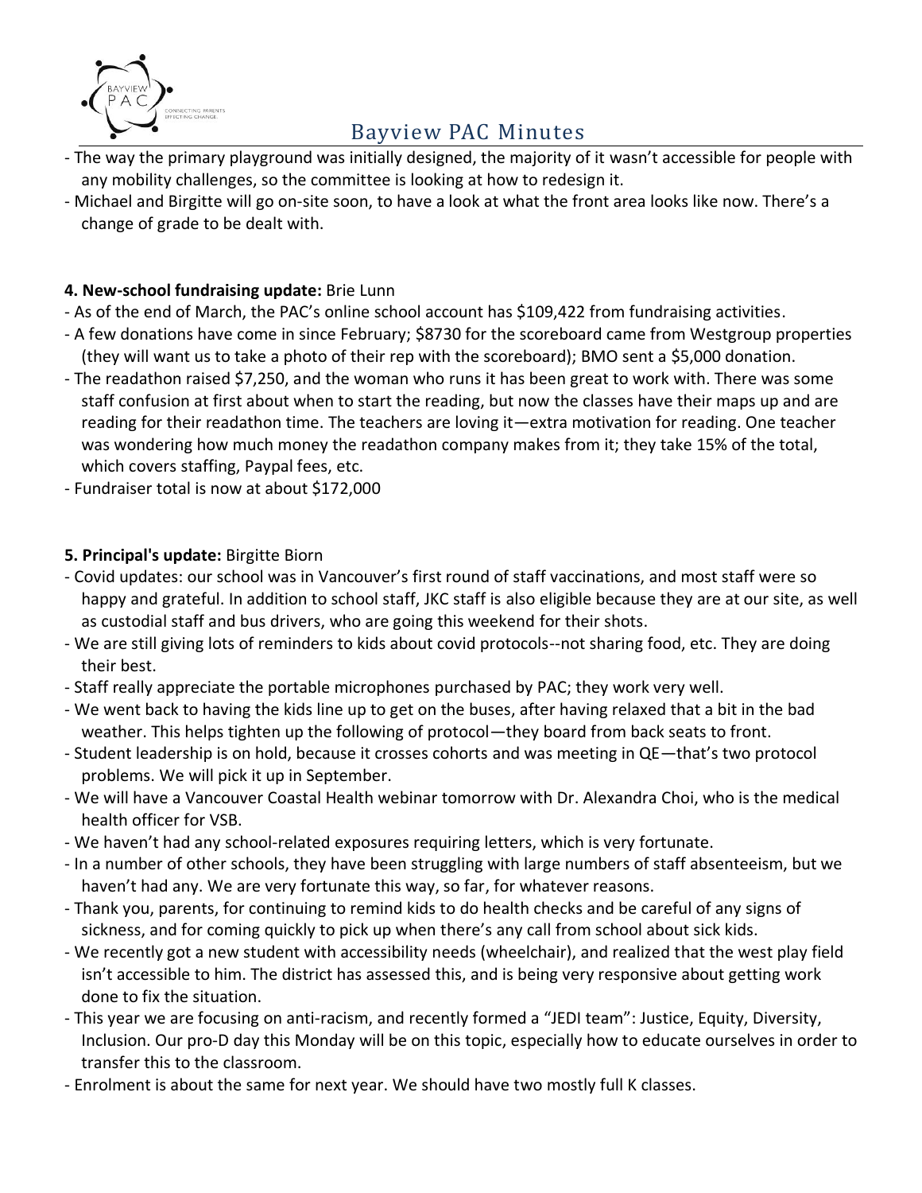- The way the primary playground was initially designed, the majority of it wasn't accessible for people with any mobility challenges, so the committee is looking at how to redesign it.
- Michael and Birgitte will go on-site soon, to have a look at what the front area looks like now. There's a change of grade to be dealt with.

**4. New-school fundraising update:** Brie Lunn

- As of the end of March, the PAC's online school account has $109,422 from fundraising activities.
- A few donations have come in since February; $8730 for the scoreboard came from Westgroup properties (they will want us to take a photo of their rep with the scoreboard); BMO sent a $5,000 donation.
- The readathon raised $7,250, and the woman who runs it has been great to work with. There was some staff confusion at first about when to start the reading, but now the classes have their maps up and are reading for their readathon time. The teachers are loving it—extra motivation for reading. One teacher was wondering how much money the readathon company makes from it; they take 15% of the total, which covers staffing, Paypal fees, etc.
- Fundraiser total is now at about $172,000

**5. Principal's update:** Birgitte Biorn

- Covid updates: our school was in Vancouver's first round of staff vaccinations, and most staff were so happy and grateful. In addition to school staff, JKC staff is also eligible because they are at our site, as well as custodial staff and bus drivers, who are going this weekend for their shots.
- We are still giving lots of reminders to kids about covid protocols--not sharing food, etc. They are doing their best.
- Staff really appreciate the portable microphones purchased by PAC; they work very well.
- We went back to having the kids line up to get on the buses, after having relaxed that a bit in the bad weather. This helps tighten up the following of protocol—they board from back seats to front.
- Student leadership is on hold, because it crosses cohorts and was meeting in QE—that's two protocol problems. We will pick it up in September.
- We will have a Vancouver Coastal Health webinar tomorrow with Dr. Alexandra Choi, who is the medical health officer for VSB.
- We haven't had any school-related exposures requiring letters, which is very fortunate.
- In a number of other schools, they have been struggling with large numbers of staff absenteeism, but we haven't had any. We are very fortunate this way, so far, for whatever reasons.
- Thank you, parents, for continuing to remind kids to do health checks and be careful of any signs of sickness, and for coming quickly to pick up when there's any call from school about sick kids.
- We recently got a new student with accessibility needs (wheelchair), and realized that the west play field isn't accessible to him. The district has assessed this, and is being very responsive about getting work done to fix the situation.
- This year we are focusing on anti-racism, and recently formed a "JEDI team": Justice, Equity, Diversity, Inclusion. Our pro-D day this Monday will be on this topic, especially how to educate ourselves in order to transfer this to the classroom.
- Enrolment is about the same for next year. We should have two mostly full K classes.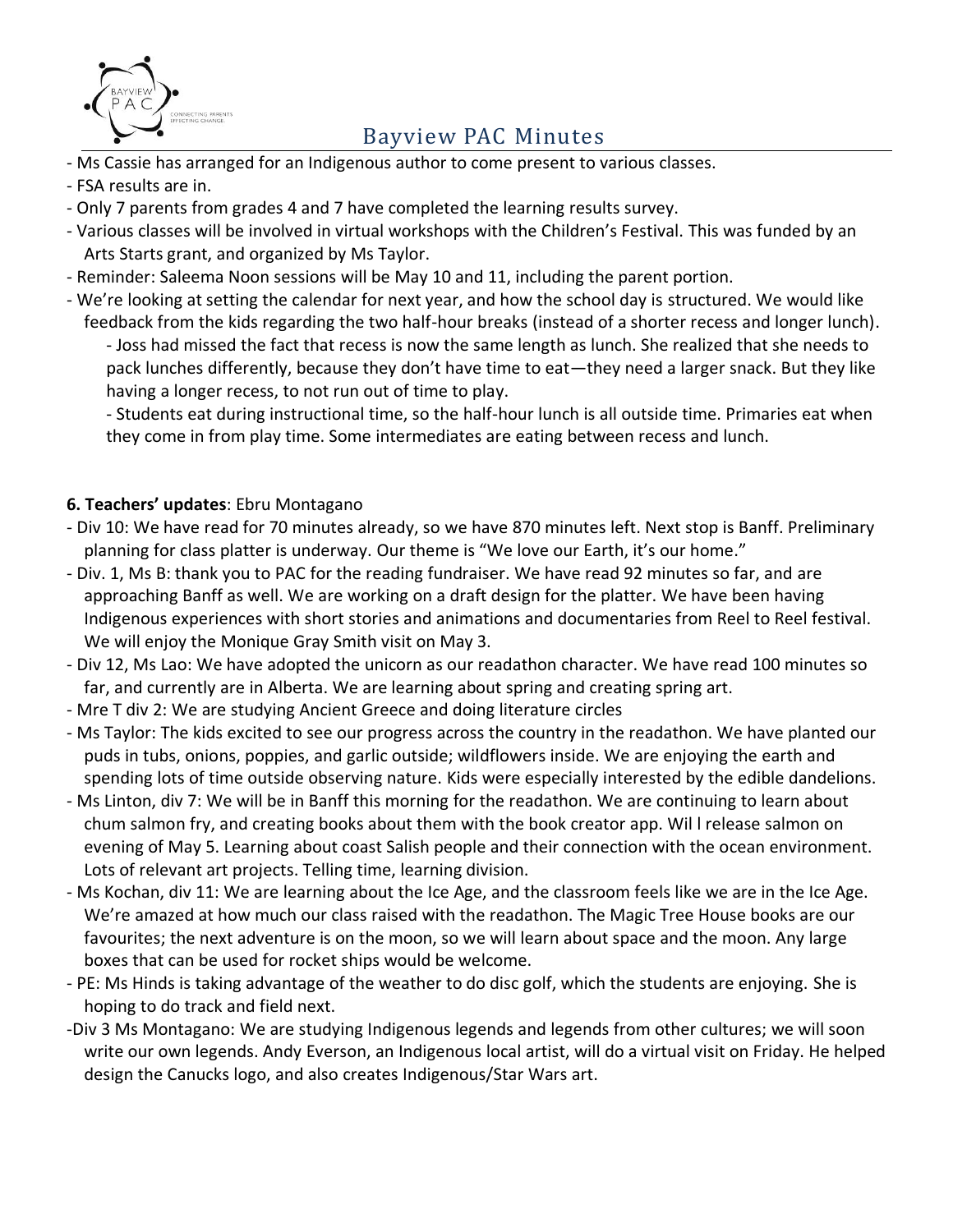- Ms Cassie has arranged for an Indigenous author to come present to various classes.
- FSA results are in.
- Only 7 parents from grades 4 and 7 have completed the learning results survey.
- Various classes will be involved in virtual workshops with the Children's Festival. This was funded by an Arts Starts grant, and organized by Ms Taylor.
- Reminder: Saleema Noon sessions will be May 10 and 11, including the parent portion.
- We're looking at setting the calendar for next year, and how the school day is structured. We would like feedback from the kids regarding the two half-hour breaks (instead of a shorter recess and longer lunch).
    - Joss had missed the fact that recess is now the same length as lunch. She realized that she needs to pack lunches differently, because they don't have time to eat—they need a larger snack. But they like having a longer recess, to not run out of time to play.
    - Students eat during instructional time, so the half-hour lunch is all outside time. Primaries eat when they come in from play time. Some intermediates are eating between recess and lunch.

**6. Teachers' updates**: Ebru Montagano

- Div 10: We have read for 70 minutes already, so we have 870 minutes left. Next stop is Banff. Preliminary planning for class platter is underway. Our theme is "We love our Earth, it's our home."
- Div. 1, Ms B: thank you to PAC for the reading fundraiser. We have read 92 minutes so far, and are approaching Banff as well. We are working on a draft design for the platter. We have been having Indigenous experiences with short stories and animations and documentaries from Reel to Reel festival. We will enjoy the Monique Gray Smith visit on May 3.
- Div 12, Ms Lao: We have adopted the unicorn as our readathon character. We have read 100 minutes so far, and currently are in Alberta. We are learning about spring and creating spring art.
- Mre T div 2: We are studying Ancient Greece and doing literature circles
- Ms Taylor: The kids excited to see our progress across the country in the readathon. We have planted our puds in tubs, onions, poppies, and garlic outside; wildflowers inside. We are enjoying the earth and spending lots of time outside observing nature. Kids were especially interested by the edible dandelions.
- Ms Linton, div 7: We will be in Banff this morning for the readathon. We are continuing to learn about chum salmon fry, and creating books about them with the book creator app. Wil l release salmon on evening of May 5. Learning about coast Salish people and their connection with the ocean environment. Lots of relevant art projects. Telling time, learning division.
- Ms Kochan, div 11: We are learning about the Ice Age, and the classroom feels like we are in the Ice Age. We're amazed at how much our class raised with the readathon. The Magic Tree House books are our favourites; the next adventure is on the moon, so we will learn about space and the moon. Any large boxes that can be used for rocket ships would be welcome.
- PE: Ms Hinds is taking advantage of the weather to do disc golf, which the students are enjoying. She is hoping to do track and field next.
- Div 3 Ms Montagano: We are studying Indigenous legends and legends from other cultures; we will soon write our own legends. Andy Everson, an Indigenous local artist, will do a virtual visit on Friday. He helped design the Canucks logo, and also creates Indigenous/Star Wars art.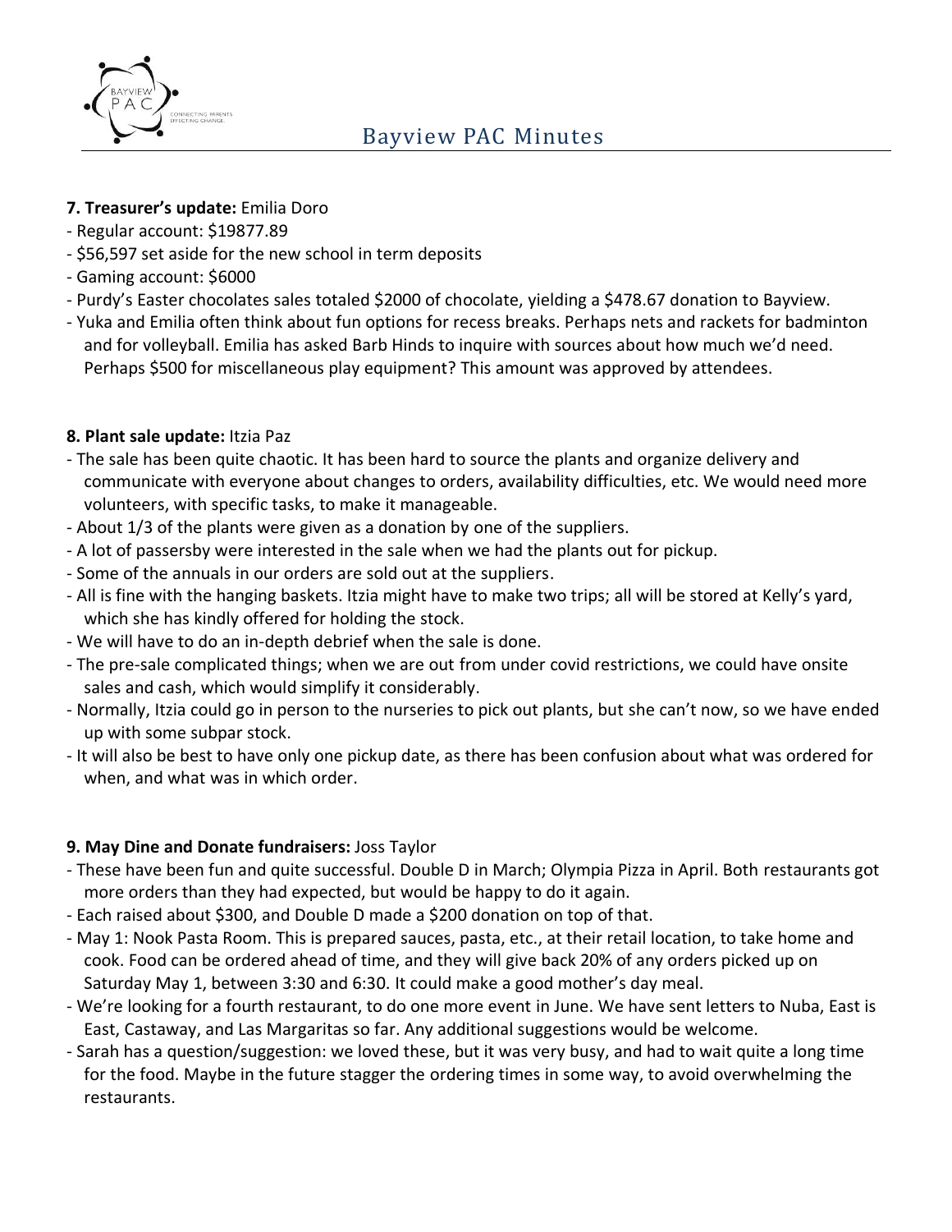**7. Treasurer's update:** Emilia Doro

- Regular account: $19877.89
- $56,597 set aside for the new school in term deposits
- Gaming account: $6000
- Purdy's Easter chocolates sales totaled $2000 of chocolate, yielding a $478.67 donation to Bayview.
- Yuka and Emilia often think about fun options for recess breaks. Perhaps nets and rackets for badminton and for volleyball. Emilia has asked Barb Hinds to inquire with sources about how much we'd need. Perhaps $500 for miscellaneous play equipment? This amount was approved by attendees.

**8. Plant sale update:** Itzia Paz

- The sale has been quite chaotic. It has been hard to source the plants and organize delivery and communicate with everyone about changes to orders, availability difficulties, etc. We would need more volunteers, with specific tasks, to make it manageable.
- About 1/3 of the plants were given as a donation by one of the suppliers.
- A lot of passersby were interested in the sale when we had the plants out for pickup.
- Some of the annuals in our orders are sold out at the suppliers.
- All is fine with the hanging baskets. Itzia might have to make two trips; all will be stored at Kelly's yard, which she has kindly offered for holding the stock.
- We will have to do an in-depth debrief when the sale is done.
- The pre-sale complicated things; when we are out from under covid restrictions, we could have onsite sales and cash, which would simplify it considerably.
- Normally, Itzia could go in person to the nurseries to pick out plants, but she can't now, so we have ended up with some subpar stock.
- It will also be best to have only one pickup date, as there has been confusion about what was ordered for when, and what was in which order.

**9. May Dine and Donate fundraisers:** Joss Taylor

- These have been fun and quite successful. Double D in March; Olympia Pizza in April. Both restaurants got more orders than they had expected, but would be happy to do it again.
- Each raised about $300, and Double D made a $200 donation on top of that.
- May 1: Nook Pasta Room. This is prepared sauces, pasta, etc., at their retail location, to take home and cook. Food can be ordered ahead of time, and they will give back 20% of any orders picked up on Saturday May 1, between 3:30 and 6:30. It could make a good mother's day meal.
- We're looking for a fourth restaurant, to do one more event in June. We have sent letters to Nuba, East is East, Castaway, and Las Margaritas so far. Any additional suggestions would be welcome.
- Sarah has a question/suggestion: we loved these, but it was very busy, and had to wait quite a long time for the food. Maybe in the future stagger the ordering times in some way, to avoid overwhelming the restaurants.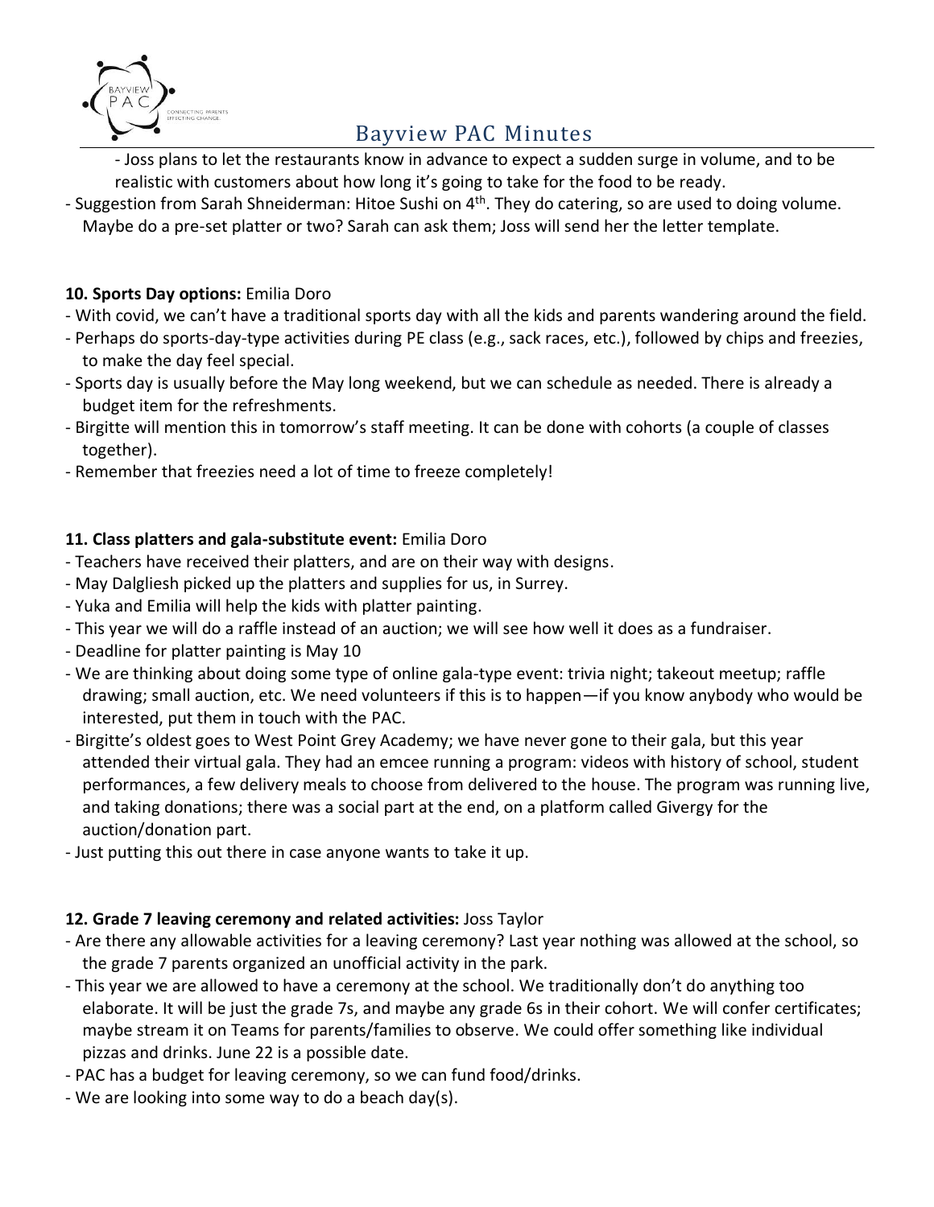- Joss plans to let the restaurants know in advance to expect a sudden surge in volume, and to be realistic with customers about how long it's going to take for the food to be ready.

- Suggestion from Sarah Shneiderman: Hitoe Sushi on 4th. They do catering, so are used to doing volume. Maybe do a pre-set platter or two? Sarah can ask them; Joss will send her the letter template.

**10. Sports Day options:** Emilia Doro

- With covid, we can't have a traditional sports day with all the kids and parents wandering around the field.
- Perhaps do sports-day-type activities during PE class (e.g., sack races, etc.), followed by chips and freezies, to make the day feel special.
- Sports day is usually before the May long weekend, but we can schedule as needed. There is already a budget item for the refreshments.
- Birgitte will mention this in tomorrow's staff meeting. It can be done with cohorts (a couple of classes together).
- Remember that freezies need a lot of time to freeze completely!

**11. Class platters and gala-substitute event:** Emilia Doro

- Teachers have received their platters, and are on their way with designs.
- May Dalgliesh picked up the platters and supplies for us, in Surrey.
- Yuka and Emilia will help the kids with platter painting.
- This year we will do a raffle instead of an auction; we will see how well it does as a fundraiser.
- Deadline for platter painting is May 10
- We are thinking about doing some type of online gala-type event: trivia night; takeout meetup; raffle drawing; small auction, etc. We need volunteers if this is to happen—if you know anybody who would be interested, put them in touch with the PAC.
- Birgitte's oldest goes to West Point Grey Academy; we have never gone to their gala, but this year attended their virtual gala. They had an emcee running a program: videos with history of school, student performances, a few delivery meals to choose from delivered to the house. The program was running live, and taking donations; there was a social part at the end, on a platform called Givergy for the auction/donation part.
- Just putting this out there in case anyone wants to take it up.

**12. Grade 7 leaving ceremony and related activities:** Joss Taylor

- Are there any allowable activities for a leaving ceremony? Last year nothing was allowed at the school, so the grade 7 parents organized an unofficial activity in the park.
- This year we are allowed to have a ceremony at the school. We traditionally don't do anything too elaborate. It will be just the grade 7s, and maybe any grade 6s in their cohort. We will confer certificates; maybe stream it on Teams for parents/families to observe. We could offer something like individual pizzas and drinks. June 22 is a possible date.
- PAC has a budget for leaving ceremony, so we can fund food/drinks.
- We are looking into some way to do a beach day(s).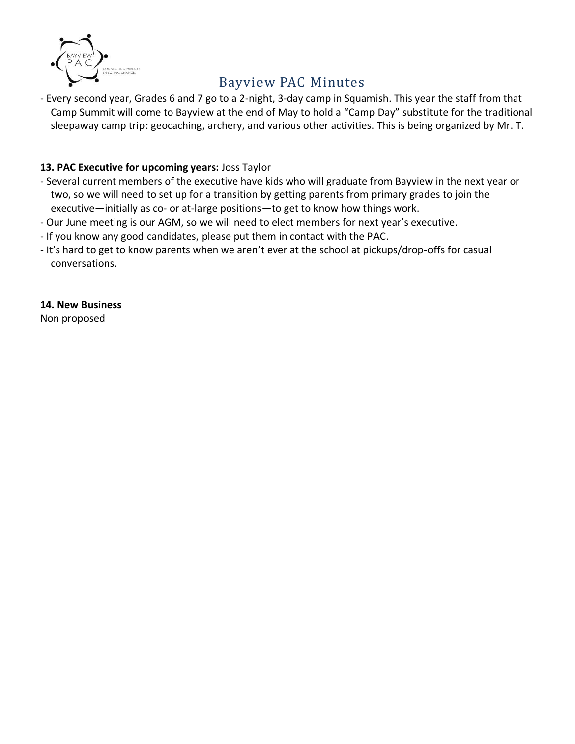- Every second year, Grades 6 and 7 go to a 2-night, 3-day camp in Squamish. This year the staff from that Camp Summit will come to Bayview at the end of May to hold a "Camp Day" substitute for the traditional sleepaway camp trip: geocaching, archery, and various other activities. This is being organized by Mr. T.

**13. PAC Executive for upcoming years:** Joss Taylor

- Several current members of the executive have kids who will graduate from Bayview in the next year or two, so we will need to set up for a transition by getting parents from primary grades to join the executive—initially as co- or at-large positions—to get to know how things work.
- Our June meeting is our AGM, so we will need to elect members for next year's executive.
- If you know any good candidates, please put them in contact with the PAC.
- It's hard to get to know parents when we aren't ever at the school at pickups/drop-offs for casual conversations.

**14. New Business**

Non proposed